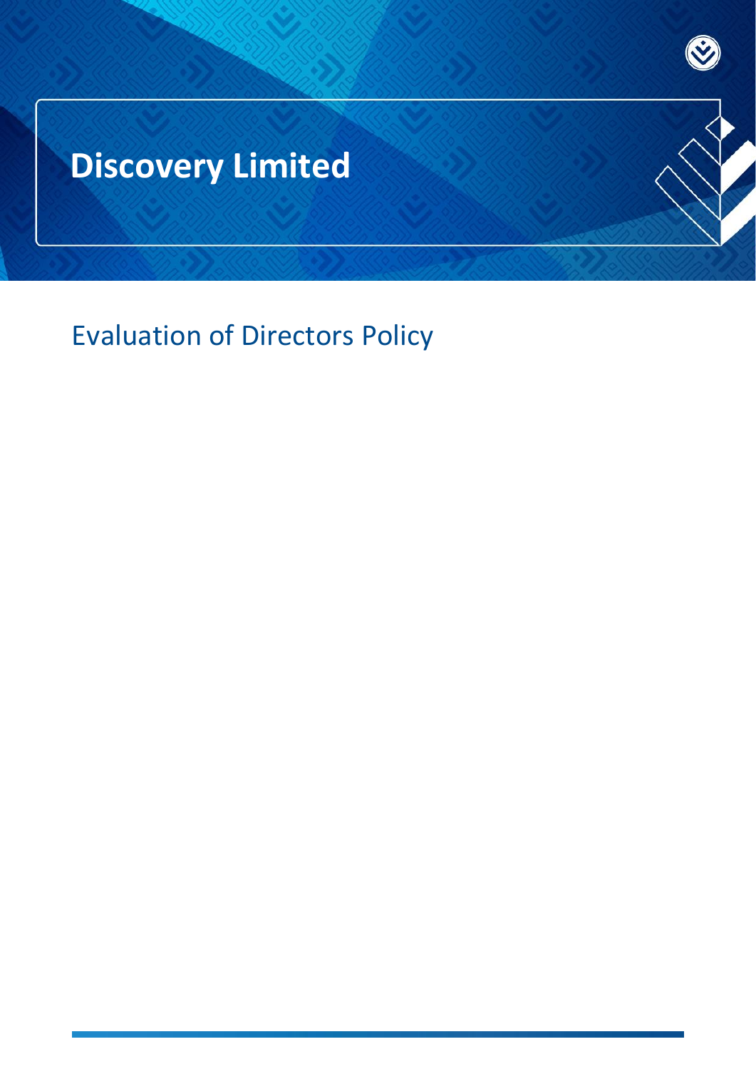# Discovery Limited

## Evaluation of Directors Policy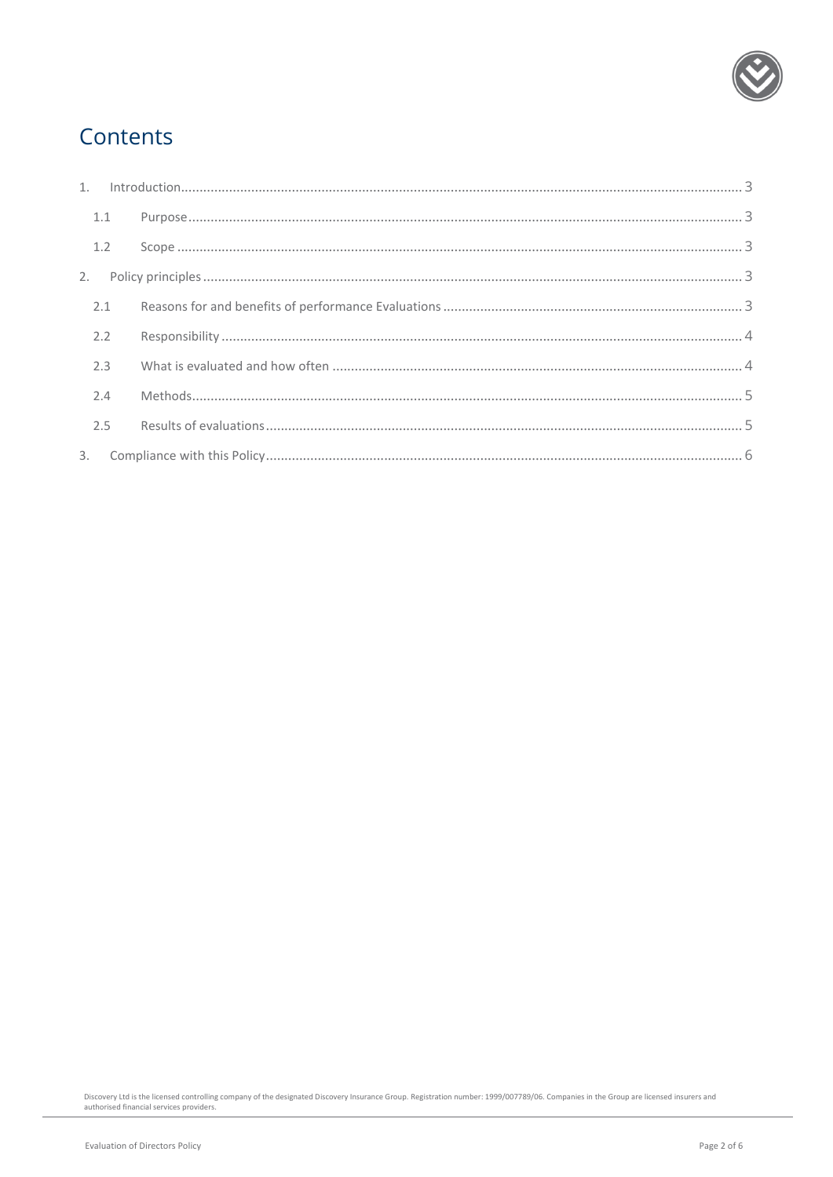# Contents

1. Introduction ..... 3
   - 1.1 Purpose ..... 3
   - 1.2 Scope ..... 3
2. Policy principles ..... 3
   - 2.1 Reasons for and benefits of performance Evaluations ..... 3
   - 2.2 Responsibility ..... 4
   - 2.3 What is evaluated and how often ..... 4
   - 2.4 Methods ..... 5
   - 2.5 Results of evaluations ..... 5
3. Compliance with this Policy ..... 6

Discovery Ltd is the licensed controlling company of the designated Discovery Insurance Group. Registration number: 1999/007789/06. Companies in the Group are licensed insurers and authorised financial services providers.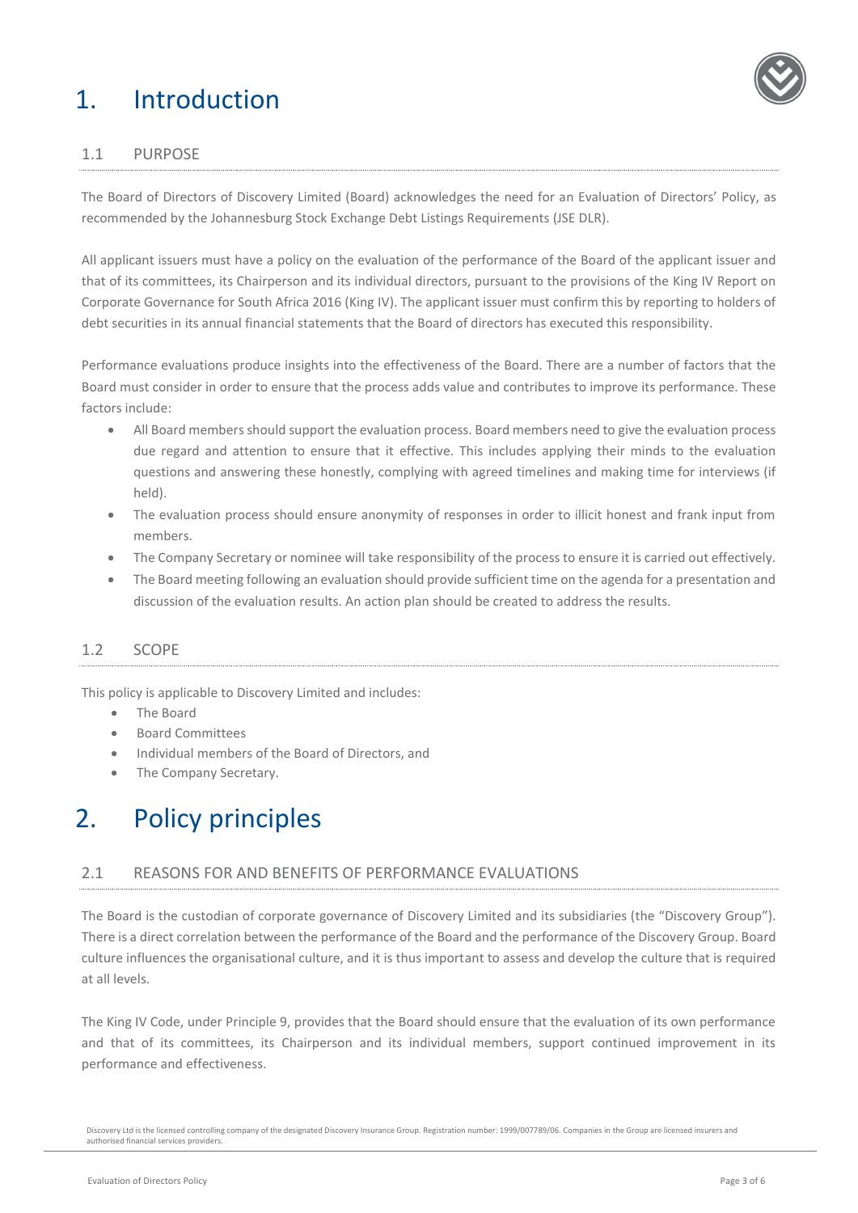# 1. Introduction

## 1.1 PURPOSE

The Board of Directors of Discovery Limited (Board) acknowledges the need for an Evaluation of Directors' Policy, as recommended by the Johannesburg Stock Exchange Debt Listings Requirements (JSE DLR).

All applicant issuers must have a policy on the evaluation of the performance of the Board of the applicant issuer and that of its committees, its Chairperson and its individual directors, pursuant to the provisions of the King IV Report on Corporate Governance for South Africa 2016 (King IV). The applicant issuer must confirm this by reporting to holders of debt securities in its annual financial statements that the Board of directors has executed this responsibility.

Performance evaluations produce insights into the effectiveness of the Board. There are a number of factors that the Board must consider in order to ensure that the process adds value and contributes to improve its performance. These factors include:

- All Board members should support the evaluation process. Board members need to give the evaluation process due regard and attention to ensure that it effective. This includes applying their minds to the evaluation questions and answering these honestly, complying with agreed timelines and making time for interviews (if held).
- The evaluation process should ensure anonymity of responses in order to illicit honest and frank input from members.
- The Company Secretary or nominee will take responsibility of the process to ensure it is carried out effectively.
- The Board meeting following an evaluation should provide sufficient time on the agenda for a presentation and discussion of the evaluation results. An action plan should be created to address the results.

## 1.2 SCOPE

This policy is applicable to Discovery Limited and includes:

- The Board
- Board Committees
- Individual members of the Board of Directors, and
- The Company Secretary.

# 2. Policy principles

## 2.1 REASONS FOR AND BENEFITS OF PERFORMANCE EVALUATIONS

The Board is the custodian of corporate governance of Discovery Limited and its subsidiaries (the "Discovery Group"). There is a direct correlation between the performance of the Board and the performance of the Discovery Group. Board culture influences the organisational culture, and it is thus important to assess and develop the culture that is required at all levels.

The King IV Code, under Principle 9, provides that the Board should ensure that the evaluation of its own performance and that of its committees, its Chairperson and its individual members, support continued improvement in its performance and effectiveness.

Discovery Ltd is the licensed controlling company of the designated Discovery Insurance Group. Registration number: 1999/007789/06. Companies in the Group are licensed insurers and authorised financial services providers.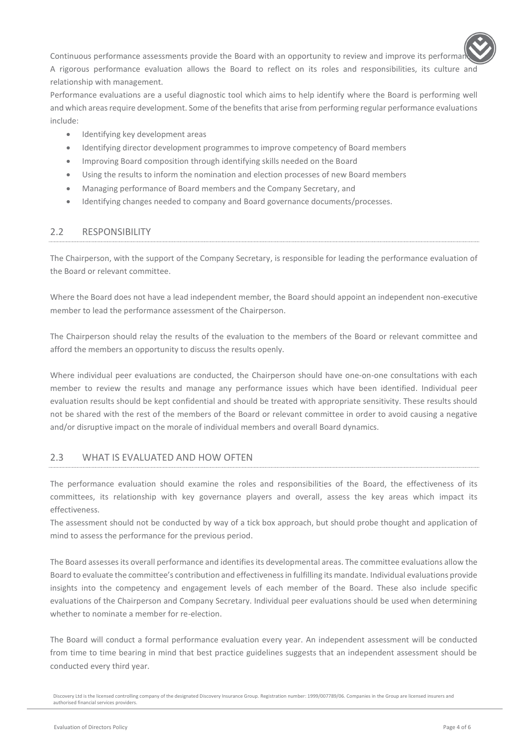Continuous performance assessments provide the Board with an opportunity to review and improve its performance. A rigorous performance evaluation allows the Board to reflect on its roles and responsibilities, its culture and relationship with management.

Performance evaluations are a useful diagnostic tool which aims to help identify where the Board is performing well and which areas require development. Some of the benefits that arise from performing regular performance evaluations include:

- Identifying key development areas
- Identifying director development programmes to improve competency of Board members
- Improving Board composition through identifying skills needed on the Board
- Using the results to inform the nomination and election processes of new Board members
- Managing performance of Board members and the Company Secretary, and
- Identifying changes needed to company and Board governance documents/processes.

## 2.2 RESPONSIBILITY

The Chairperson, with the support of the Company Secretary, is responsible for leading the performance evaluation of the Board or relevant committee.

Where the Board does not have a lead independent member, the Board should appoint an independent non-executive member to lead the performance assessment of the Chairperson.

The Chairperson should relay the results of the evaluation to the members of the Board or relevant committee and afford the members an opportunity to discuss the results openly.

Where individual peer evaluations are conducted, the Chairperson should have one-on-one consultations with each member to review the results and manage any performance issues which have been identified. Individual peer evaluation results should be kept confidential and should be treated with appropriate sensitivity. These results should not be shared with the rest of the members of the Board or relevant committee in order to avoid causing a negative and/or disruptive impact on the morale of individual members and overall Board dynamics.

## 2.3 WHAT IS EVALUATED AND HOW OFTEN

The performance evaluation should examine the roles and responsibilities of the Board, the effectiveness of its committees, its relationship with key governance players and overall, assess the key areas which impact its effectiveness.

The assessment should not be conducted by way of a tick box approach, but should probe thought and application of mind to assess the performance for the previous period.

The Board assesses its overall performance and identifies its developmental areas. The committee evaluations allow the Board to evaluate the committee's contribution and effectiveness in fulfilling its mandate. Individual evaluations provide insights into the competency and engagement levels of each member of the Board. These also include specific evaluations of the Chairperson and Company Secretary. Individual peer evaluations should be used when determining whether to nominate a member for re-election.

The Board will conduct a formal performance evaluation every year. An independent assessment will be conducted from time to time bearing in mind that best practice guidelines suggests that an independent assessment should be conducted every third year.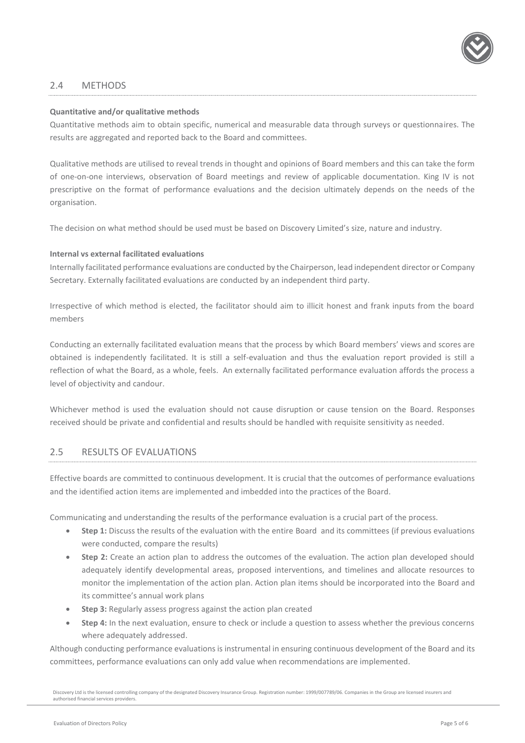## 2.4 METHODS

**Quantitative and/or qualitative methods**

Quantitative methods aim to obtain specific, numerical and measurable data through surveys or questionnaires. The results are aggregated and reported back to the Board and committees.

Qualitative methods are utilised to reveal trends in thought and opinions of Board members and this can take the form of one-on-one interviews, observation of Board meetings and review of applicable documentation. King IV is not prescriptive on the format of performance evaluations and the decision ultimately depends on the needs of the organisation.

The decision on what method should be used must be based on Discovery Limited's size, nature and industry.

**Internal vs external facilitated evaluations**

Internally facilitated performance evaluations are conducted by the Chairperson, lead independent director or Company Secretary. Externally facilitated evaluations are conducted by an independent third party.

Irrespective of which method is elected, the facilitator should aim to illicit honest and frank inputs from the board members

Conducting an externally facilitated evaluation means that the process by which Board members' views and scores are obtained is independently facilitated. It is still a self-evaluation and thus the evaluation report provided is still a reflection of what the Board, as a whole, feels. An externally facilitated performance evaluation affords the process a level of objectivity and candour.

Whichever method is used the evaluation should not cause disruption or cause tension on the Board. Responses received should be private and confidential and results should be handled with requisite sensitivity as needed.

## 2.5 RESULTS OF EVALUATIONS

Effective boards are committed to continuous development. It is crucial that the outcomes of performance evaluations and the identified action items are implemented and imbedded into the practices of the Board.

Communicating and understanding the results of the performance evaluation is a crucial part of the process.

- **Step 1:** Discuss the results of the evaluation with the entire Board and its committees (if previous evaluations were conducted, compare the results)
- **Step 2:** Create an action plan to address the outcomes of the evaluation. The action plan developed should adequately identify developmental areas, proposed interventions, and timelines and allocate resources to monitor the implementation of the action plan. Action plan items should be incorporated into the Board and its committee's annual work plans
- **Step 3:** Regularly assess progress against the action plan created
- **Step 4:** In the next evaluation, ensure to check or include a question to assess whether the previous concerns where adequately addressed.

Although conducting performance evaluations is instrumental in ensuring continuous development of the Board and its committees, performance evaluations can only add value when recommendations are implemented.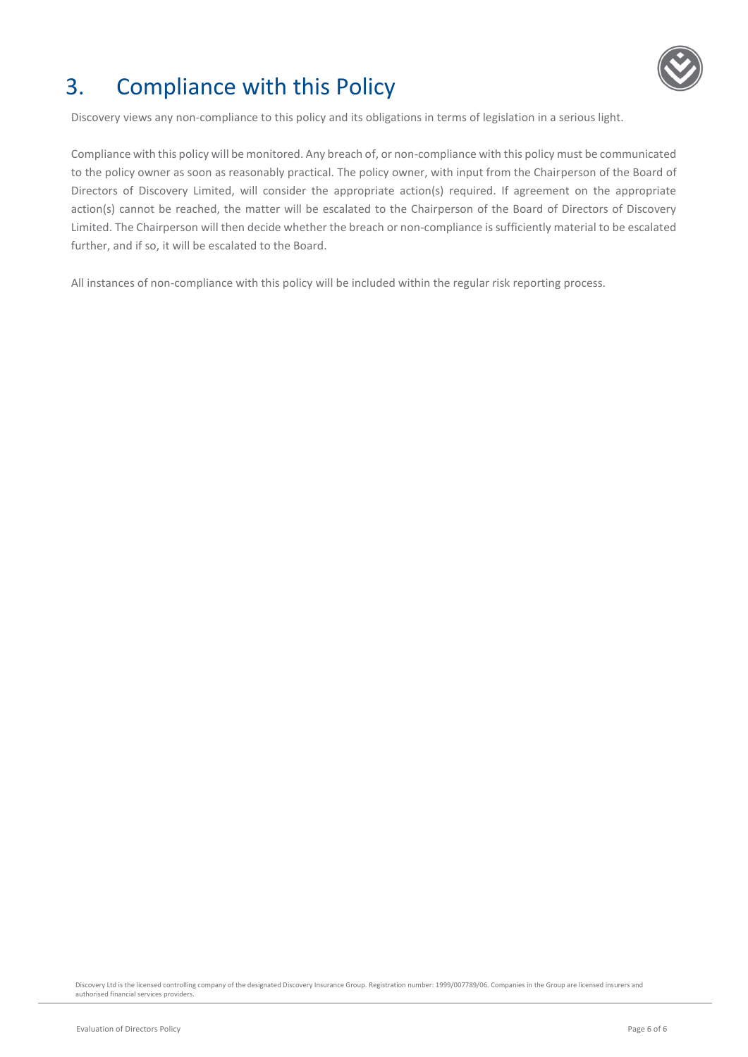# 3. Compliance with this Policy

Discovery views any non-compliance to this policy and its obligations in terms of legislation in a serious light.

Compliance with this policy will be monitored. Any breach of, or non-compliance with this policy must be communicated to the policy owner as soon as reasonably practical. The policy owner, with input from the Chairperson of the Board of Directors of Discovery Limited, will consider the appropriate action(s) required. If agreement on the appropriate action(s) cannot be reached, the matter will be escalated to the Chairperson of the Board of Directors of Discovery Limited. The Chairperson will then decide whether the breach or non-compliance is sufficiently material to be escalated further, and if so, it will be escalated to the Board.

All instances of non-compliance with this policy will be included within the regular risk reporting process.